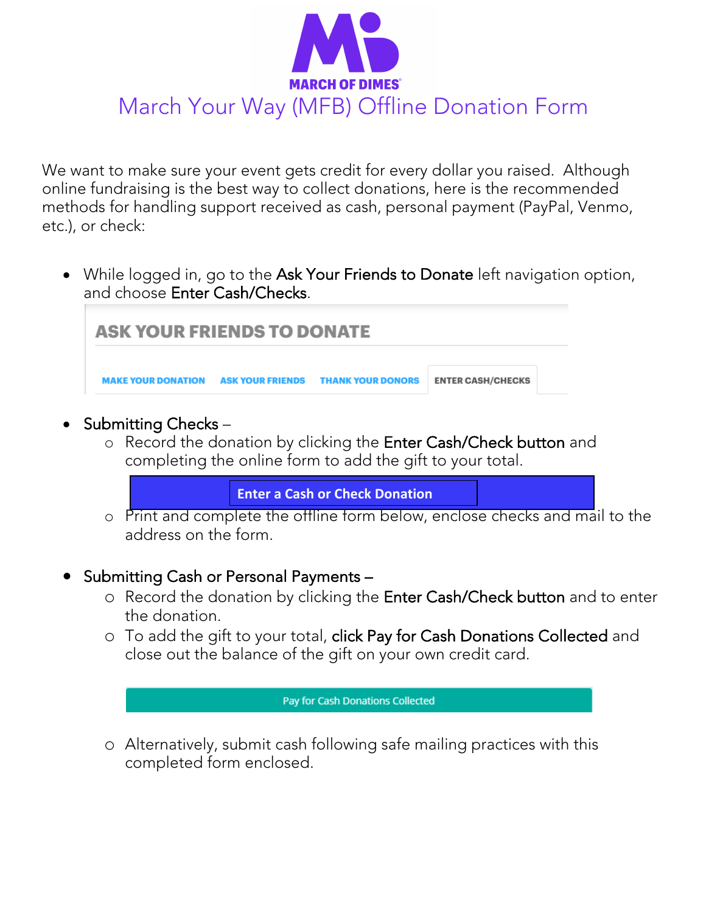MARCH OF DIMES

# March Your Way (MFB) Offline Donation Form

We want to make sure your event gets credit for every dollar you raised. Although online fundraising is the best way to collect donations, here is the recommended methods for handling support received as cash, personal payment (PayPal, Venmo, etc.), or check:

- While logged in, go to the **Ask Your Friends to Donate** left navigation option, and choose **Enter Cash/Checks**.

  ASK YOUR FRIENDS TO DONATE

  MAKE YOUR DONATION | ASK YOUR FRIENDS | THANK YOUR DONORS | ENTER CASH/CHECKS

- **Submitting Checks** –
  - Record the donation by clicking the **Enter Cash/Check button** and completing the online form to add the gift to your total.

    **Enter a Cash or Check Donation**

  - Print and complete the offline form below, enclose checks and mail to the address on the form.

- **Submitting Cash or Personal Payments** –
  - Record the donation by clicking the **Enter Cash/Check button** and to enter the donation.
  - To add the gift to your total, **click Pay for Cash Donations Collected** and close out the balance of the gift on your own credit card.

    Pay for Cash Donations Collected

  - Alternatively, submit cash following safe mailing practices with this completed form enclosed.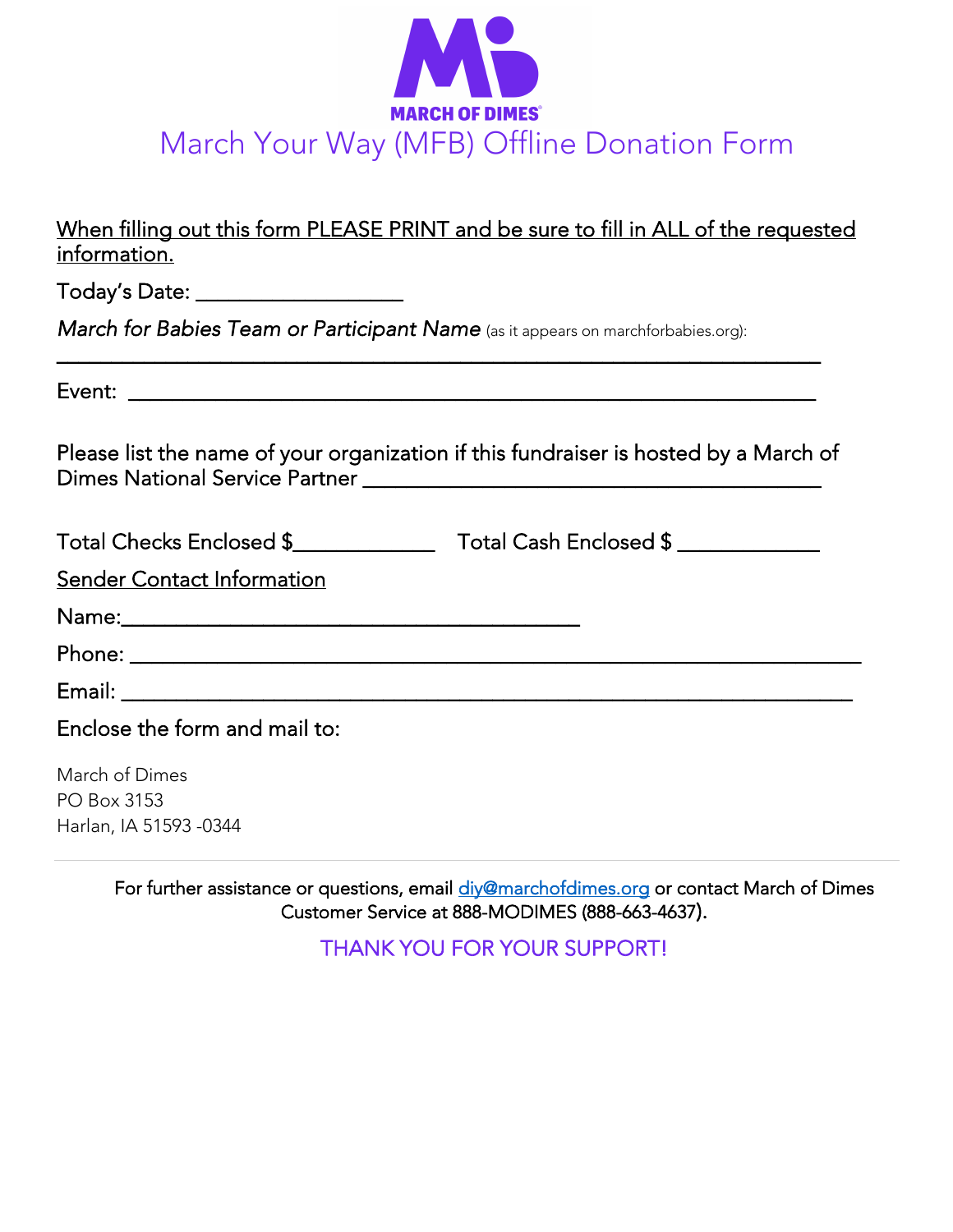MARCH OF DIMES

# March Your Way (MFB) Offline Donation Form

When filling out this form PLEASE PRINT and be sure to fill in ALL of the requested information.

Today's Date: ___________________

*March for Babies Team or Participant Name* (as it appears on marchforbabies.org):

______________________________________________________________________

Event: ________________________________________________________________

Please list the name of your organization if this fundraiser is hosted by a March of Dimes National Service Partner ___________________________________________

Total Checks Enclosed $_____________ Total Cash Enclosed $ _____________

Sender Contact Information

Name:_________________________________________

Phone: ____________________________________________________________________

Email: ____________________________________________________________________

Enclose the form and mail to:

March of Dimes
PO Box 3153
Harlan, IA 51593 -0344

For further assistance or questions, email diy@marchofdimes.org or contact March of Dimes Customer Service at 888-MODIMES (888-663-4637).

THANK YOU FOR YOUR SUPPORT!